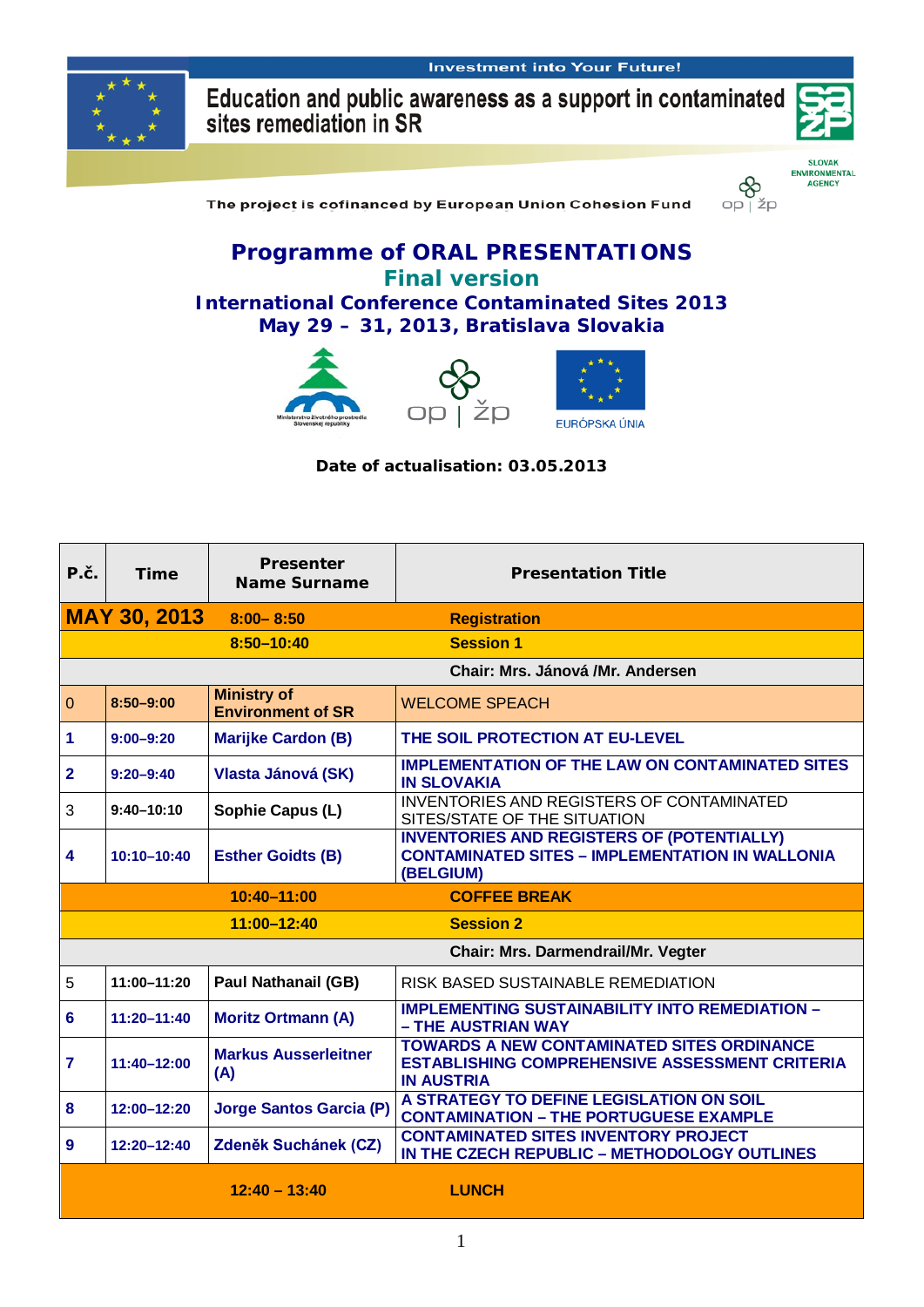Investment into Your Future!

Education and public awareness as a support in contaminated sites remediation in SR

SLOVAK ENVIRONMENTAL AGENCY

The project is cofinanced by European Union Cohesion Fund

# Programme of ORAL PRESENTATIONS

## Final version

## International Conference Contaminated Sites 2013

## May 29 – 31, 2013, Bratislava Slovakia

Ministerstvo životného prostredia Slovenskej republiky

op | žp

EURÓPSKA ÚNIA

**Date of actualisation: 03.05.2013**

| P.č. | Time | Presenter Name Surname | Presentation Title |
|---|---|---|---|
| **MAY 30, 2013** | **8:00– 8:50** | | **Registration** |
| | **8:50–10:40** | | **Session 1** |
| | | | **Chair: Mrs. Jánová /Mr. Andersen** |
| 0 | 8:50–9:00 | Ministry of Environment of SR | WELCOME SPEACH |
| 1 | 9:00–9:20 | Marijke Cardon (B) | THE SOIL PROTECTION AT EU-LEVEL |
| 2 | 9:20–9:40 | Vlasta Jánová (SK) | IMPLEMENTATION OF THE LAW ON CONTAMINATED SITES IN SLOVAKIA |
| 3 | 9:40–10:10 | Sophie Capus (L) | INVENTORIES AND REGISTERS OF CONTAMINATED SITES/STATE OF THE SITUATION |
| 4 | 10:10–10:40 | Esther Goidts (B) | INVENTORIES AND REGISTERS OF (POTENTIALLY) CONTAMINATED SITES – IMPLEMENTATION IN WALLONIA (BELGIUM) |
| | **10:40–11:00** | | **COFFEE BREAK** |
| | **11:00–12:40** | | **Session 2** |
| | | | **Chair: Mrs. Darmendrail/Mr. Vegter** |
| 5 | 11:00–11:20 | Paul Nathanail (GB) | RISK BASED SUSTAINABLE REMEDIATION |
| 6 | 11:20–11:40 | Moritz Ortmann (A) | IMPLEMENTING SUSTAINABILITY INTO REMEDIATION – – THE AUSTRIAN WAY |
| 7 | 11:40–12:00 | Markus Ausserleitner (A) | TOWARDS A NEW CONTAMINATED SITES ORDINANCE ESTABLISHING COMPREHENSIVE ASSESSMENT CRITERIA IN AUSTRIA |
| 8 | 12:00–12:20 | Jorge Santos Garcia (P) | A STRATEGY TO DEFINE LEGISLATION ON SOIL CONTAMINATION – THE PORTUGUESE EXAMPLE |
| 9 | 12:20–12:40 | Zdeněk Suchánek (CZ) | CONTAMINATED SITES INVENTORY PROJECT IN THE CZECH REPUBLIC – METHODOLOGY OUTLINES |
| | **12:40 – 13:40** | | **LUNCH** |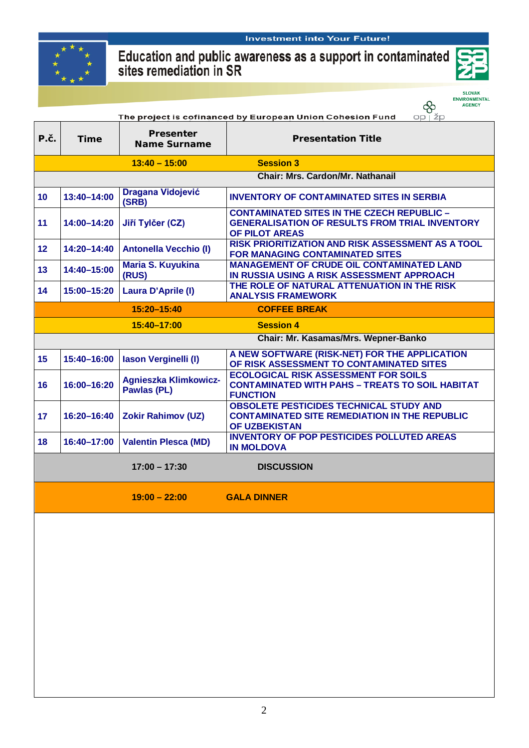Investment into Your Future!

# Education and public awareness as a support in contaminated sites remediation in SR

SLOVAK ENVIRONMENTAL AGENCY

The project is cofinanced by European Union Cohesion Fund

| P.č. | Time | Presenter Name Surname | Presentation Title |
|---|---|---|---|
| | 13:40 – 15:00 | | Session 3 |
| | | | Chair: Mrs. Cardon/Mr. Nathanail |
| 10 | 13:40–14:00 | Dragana Vidojević (SRB) | INVENTORY OF CONTAMINATED SITES IN SERBIA |
| 11 | 14:00–14:20 | Jiří Tylčer (CZ) | CONTAMINATED SITES IN THE CZECH REPUBLIC – GENERALISATION OF RESULTS FROM TRIAL INVENTORY OF PILOT AREAS |
| 12 | 14:20–14:40 | Antonella Vecchio (I) | RISK PRIORITIZATION AND RISK ASSESSMENT AS A TOOL FOR MANAGING CONTAMINATED SITES |
| 13 | 14:40–15:00 | Maria S. Kuyukina (RUS) | MANAGEMENT OF CRUDE OIL CONTAMINATED LAND IN RUSSIA USING A RISK ASSESSMENT APPROACH |
| 14 | 15:00–15:20 | Laura D'Aprile (I) | THE ROLE OF NATURAL ATTENUATION IN THE RISK ANALYSIS FRAMEWORK |
| | 15:20–15:40 | | COFFEE BREAK |
| | 15:40–17:00 | | Session 4 |
| | | | Chair: Mr. Kasamas/Mrs. Wepner-Banko |
| 15 | 15:40–16:00 | Iason Verginelli (I) | A NEW SOFTWARE (RISK-NET) FOR THE APPLICATION OF RISK ASSESSMENT TO CONTAMINATED SITES |
| 16 | 16:00–16:20 | Agnieszka Klimkowicz-Pawlas (PL) | ECOLOGICAL RISK ASSESSMENT FOR SOILS CONTAMINATED WITH PAHS – TREATS TO SOIL HABITAT FUNCTION |
| 17 | 16:20–16:40 | Zokir Rahimov (UZ) | OBSOLETE PESTICIDES TECHNICAL STUDY AND CONTAMINATED SITE REMEDIATION IN THE REPUBLIC OF UZBEKISTAN |
| 18 | 16:40–17:00 | Valentin Plesca (MD) | INVENTORY OF POP PESTICIDES POLLUTED AREAS IN MOLDOVA |
| | 17:00 – 17:30 | | DISCUSSION |
| | 19:00 – 22:00 | | GALA DINNER |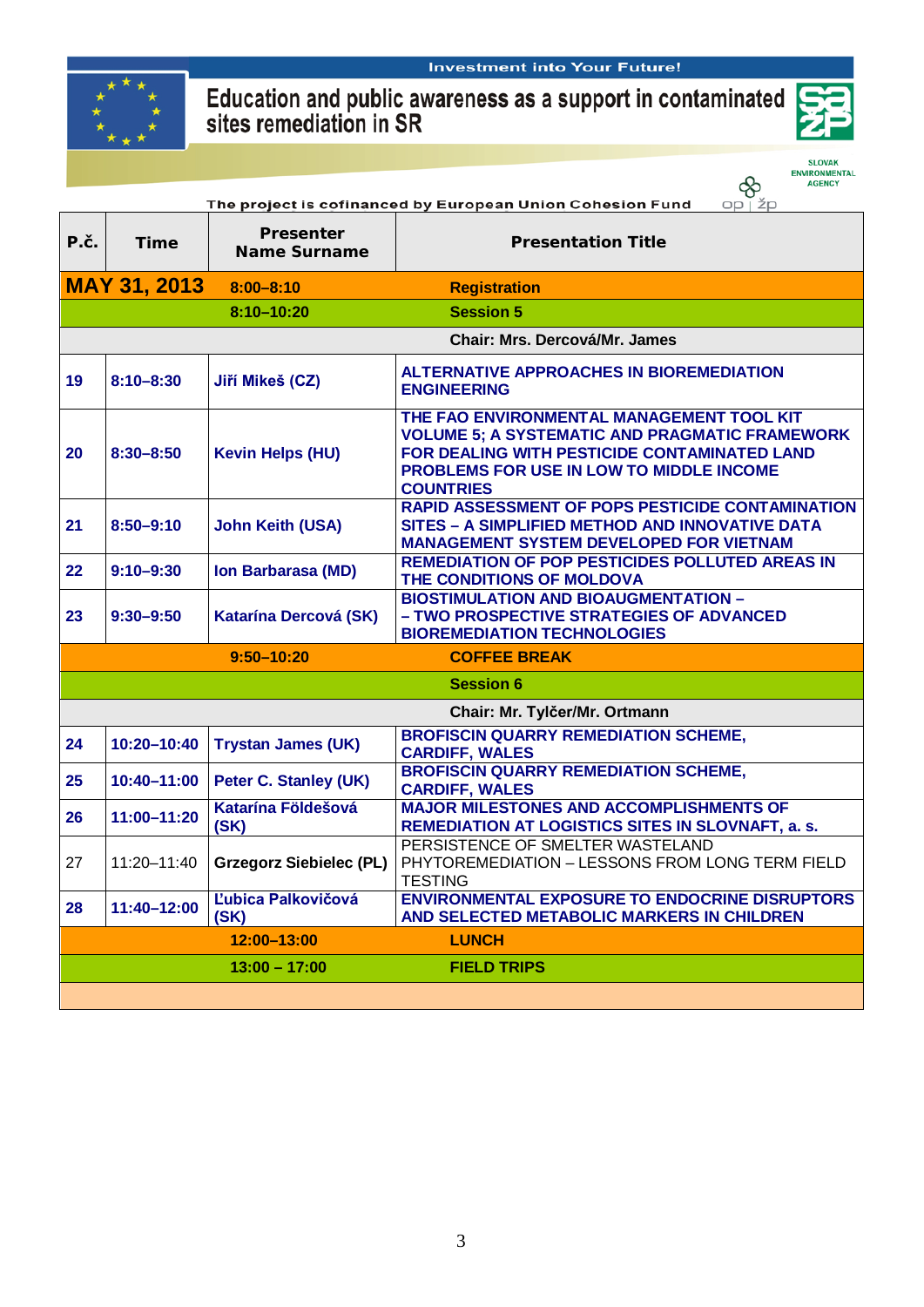Investment into Your Future!

# Education and public awareness as a support in contaminated sites remediation in SR

SLOVAK ENVIRONMENTAL AGENCY

The project is cofinanced by European Union Cohesion Fund

op | žp

| P.č. | Time | Presenter Name Surname | Presentation Title |
|---|---|---|---|
| MAY 31, 2013 | 8:00–8:10 | | Registration |
| | 8:10–10:20 | | Session 5 |
| | | | Chair: Mrs. Dercová/Mr. James |
| 19 | 8:10–8:30 | Jiří Mikeš (CZ) | ALTERNATIVE APPROACHES IN BIOREMEDIATION ENGINEERING |
| 20 | 8:30–8:50 | Kevin Helps (HU) | THE FAO ENVIRONMENTAL MANAGEMENT TOOL KIT VOLUME 5; A SYSTEMATIC AND PRAGMATIC FRAMEWORK FOR DEALING WITH PESTICIDE CONTAMINATED LAND PROBLEMS FOR USE IN LOW TO MIDDLE INCOME COUNTRIES |
| 21 | 8:50–9:10 | John Keith (USA) | RAPID ASSESSMENT OF POPS PESTICIDE CONTAMINATION SITES – A SIMPLIFIED METHOD AND INNOVATIVE DATA MANAGEMENT SYSTEM DEVELOPED FOR VIETNAM |
| 22 | 9:10–9:30 | Ion Barbarasa (MD) | REMEDIATION OF POP PESTICIDES POLLUTED AREAS IN THE CONDITIONS OF MOLDOVA |
| 23 | 9:30–9:50 | Katarína Dercová (SK) | BIOSTIMULATION AND BIOAUGMENTATION – – TWO PROSPECTIVE STRATEGIES OF ADVANCED BIOREMEDIATION TECHNOLOGIES |
| | 9:50–10:20 | | COFFEE BREAK |
| | | | Session 6 |
| | | | Chair: Mr. Tylčer/Mr. Ortmann |
| 24 | 10:20–10:40 | Trystan James (UK) | BROFISCIN QUARRY REMEDIATION SCHEME, CARDIFF, WALES |
| 25 | 10:40–11:00 | Peter C. Stanley (UK) | BROFISCIN QUARRY REMEDIATION SCHEME, CARDIFF, WALES |
| 26 | 11:00–11:20 | Katarína Földešová (SK) | MAJOR MILESTONES AND ACCOMPLISHMENTS OF REMEDIATION AT LOGISTICS SITES IN SLOVNAFT, a. s. |
| 27 | 11:20–11:40 | Grzegorz Siebielec (PL) | PERSISTENCE OF SMELTER WASTELAND PHYTOREMEDIATION – LESSONS FROM LONG TERM FIELD TESTING |
| 28 | 11:40–12:00 | Ľubica Palkovičová (SK) | ENVIRONMENTAL EXPOSURE TO ENDOCRINE DISRUPTORS AND SELECTED METABOLIC MARKERS IN CHILDREN |
| | 12:00–13:00 | | LUNCH |
| | 13:00 – 17:00 | | FIELD TRIPS |